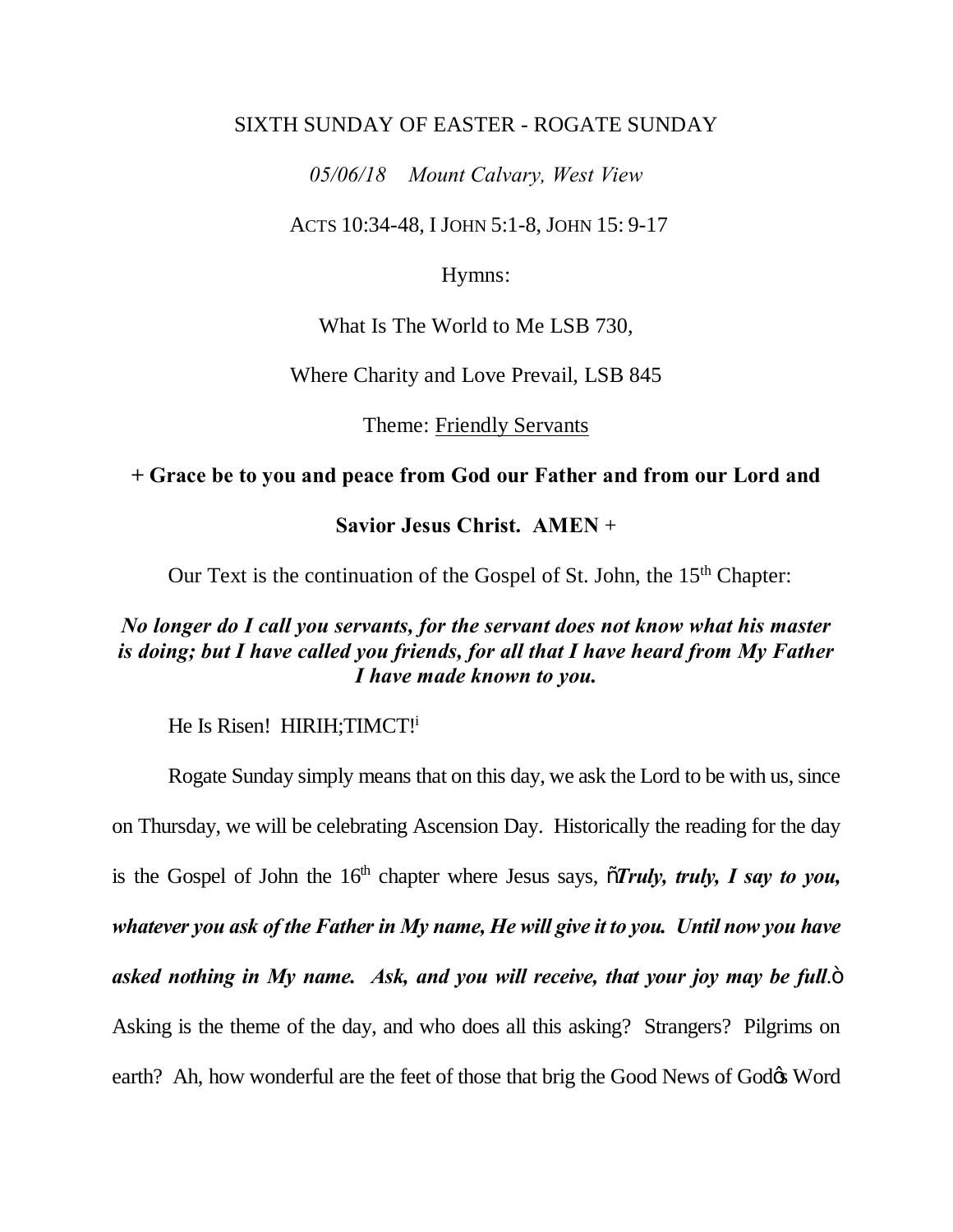SIXTH SUNDAY OF EASTER - ROGATE SUNDAY

*05/06/18    Mount Calvary, West View*

ACTS 10:34-48, I JOHN 5:1-8, JOHN 15: 9-17

Hymns:

What Is The World to Me LSB 730,

Where Charity and Love Prevail, LSB 845

Theme: Friendly Servants

**+ Grace be to you and peace from God our Father and from our Lord and Savior Jesus Christ. AMEN +**

Our Text is the continuation of the Gospel of St. John, the 15th Chapter:

***No longer do I call you servants, for the servant does not know what his master is doing; but I have called you friends, for all that I have heard from My Father I have made known to you.***

He Is Risen! HIRIH;TIMCT![i]

Rogate Sunday simply means that on this day, we ask the Lord to be with us, since on Thursday, we will be celebrating Ascension Day. Historically the reading for the day is the Gospel of John the 16th chapter where Jesus says, "***Truly, truly, I say to you, whatever you ask of the Father in My name, He will give it to you. Until now you have asked nothing in My name. Ask, and you will receive, that your joy may be full***." Asking is the theme of the day, and who does all this asking? Strangers? Pilgrims on earth? Ah, how wonderful are the feet of those that brig the Good News of God's Word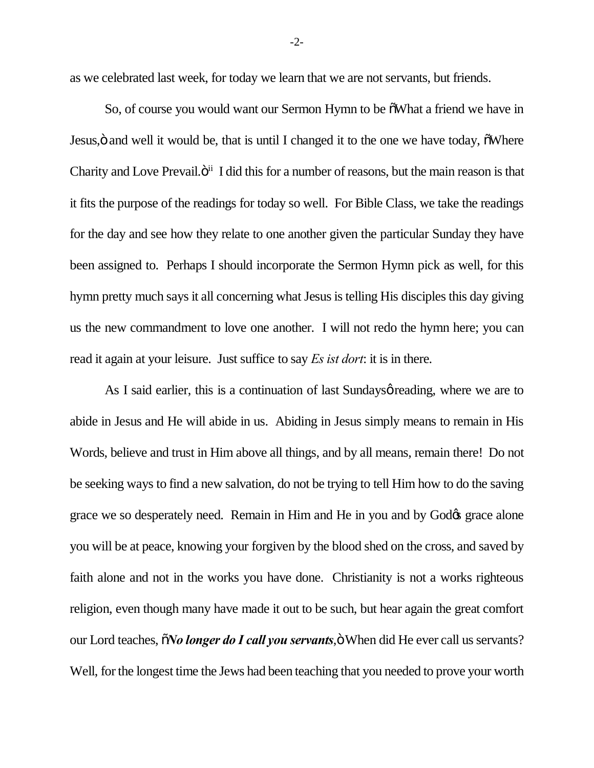as we celebrated last week, for today we learn that we are not servants, but friends.

So, of course you would want our Sermon Hymn to be "What a friend we have in Jesus," and well it would be, that is until I changed it to the one we have today, "Where Charity and Love Prevail."[ii] I did this for a number of reasons, but the main reason is that it fits the purpose of the readings for today so well. For Bible Class, we take the readings for the day and see how they relate to one another given the particular Sunday they have been assigned to. Perhaps I should incorporate the Sermon Hymn pick as well, for this hymn pretty much says it all concerning what Jesus is telling His disciples this day giving us the new commandment to love one another. I will not redo the hymn here; you can read it again at your leisure. Just suffice to say *Es ist dort*: it is in there.

As I said earlier, this is a continuation of last Sundays' reading, where we are to abide in Jesus and He will abide in us. Abiding in Jesus simply means to remain in His Words, believe and trust in Him above all things, and by all means, remain there! Do not be seeking ways to find a new salvation, do not be trying to tell Him how to do the saving grace we so desperately need. Remain in Him and He in you and by God's grace alone you will be at peace, knowing your forgiven by the blood shed on the cross, and saved by faith alone and not in the works you have done. Christianity is not a works righteous religion, even though many have made it out to be such, but hear again the great comfort our Lord teaches, "***No longer do I call you servants***," When did He ever call us servants? Well, for the longest time the Jews had been teaching that you needed to prove your worth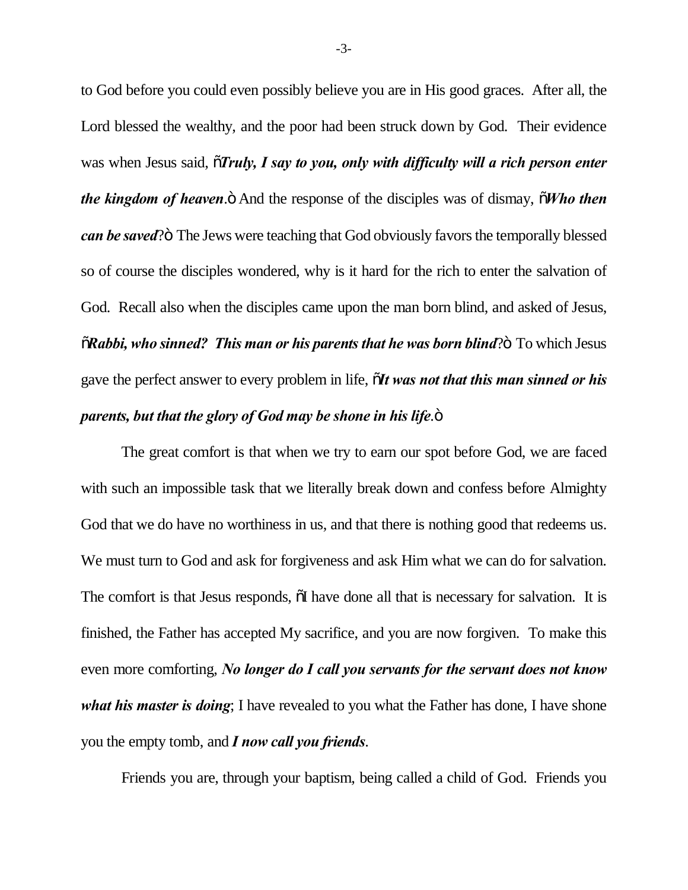to God before you could even possibly believe you are in His good graces. After all, the Lord blessed the wealthy, and the poor had been struck down by God. Their evidence was when Jesus said, "*Truly, I say to you, only with difficulty will a rich person enter the kingdom of heaven*." And the response of the disciples was of dismay, "*Who then can be saved*?" The Jews were teaching that God obviously favors the temporally blessed so of course the disciples wondered, why is it hard for the rich to enter the salvation of God. Recall also when the disciples came upon the man born blind, and asked of Jesus, "*Rabbi, who sinned? This man or his parents that he was born blind*?" To which Jesus gave the perfect answer to every problem in life, "*It was not that this man sinned or his parents, but that the glory of God may be shone in his life*."

The great comfort is that when we try to earn our spot before God, we are faced with such an impossible task that we literally break down and confess before Almighty God that we do have no worthiness in us, and that there is nothing good that redeems us. We must turn to God and ask for forgiveness and ask Him what we can do for salvation. The comfort is that Jesus responds, "I have done all that is necessary for salvation. It is finished, the Father has accepted My sacrifice, and you are now forgiven. To make this even more comforting, ***No longer do I call you servants for the servant does not know what his master is doing***; I have revealed to you what the Father has done, I have shone you the empty tomb, and ***I now call you friends***.

Friends you are, through your baptism, being called a child of God. Friends you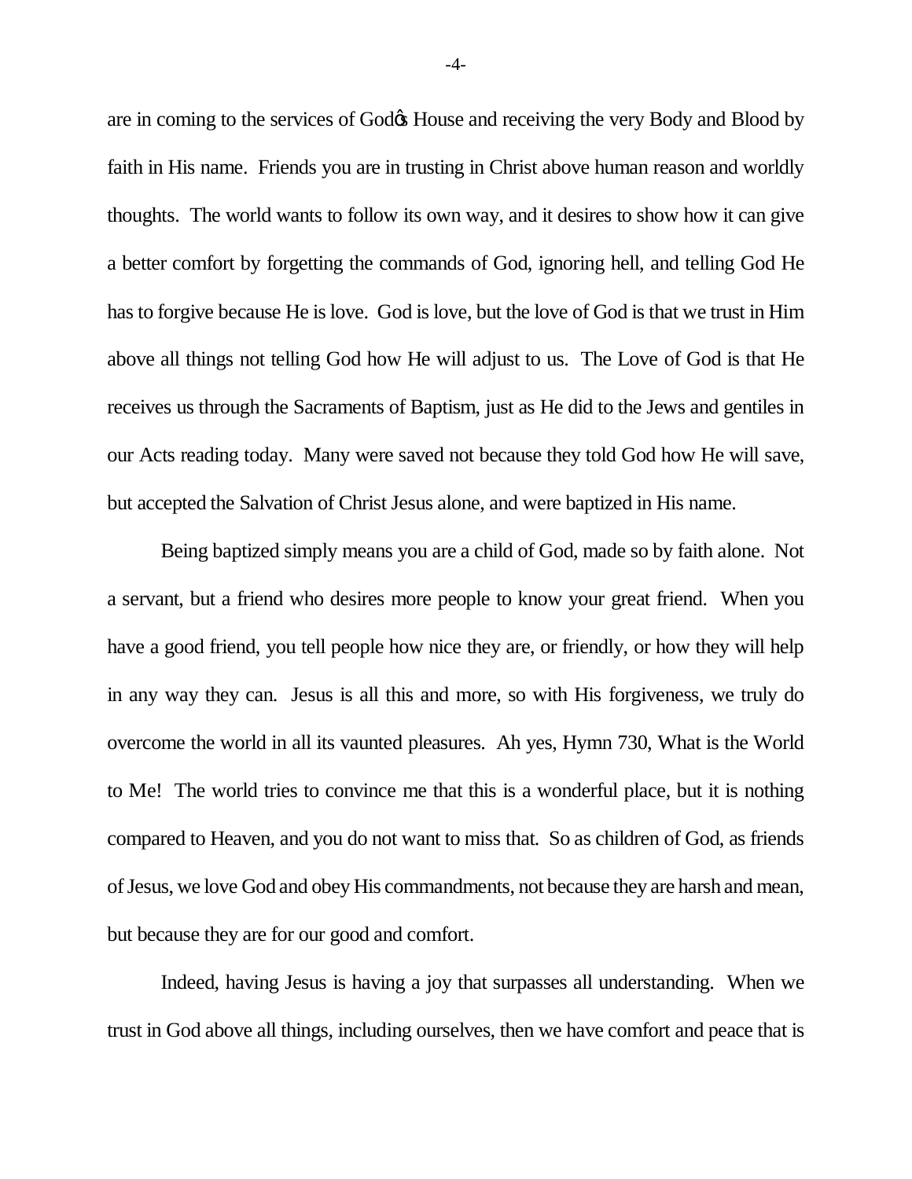are in coming to the services of God's House and receiving the very Body and Blood by faith in His name. Friends you are in trusting in Christ above human reason and worldly thoughts. The world wants to follow its own way, and it desires to show how it can give a better comfort by forgetting the commands of God, ignoring hell, and telling God He has to forgive because He is love. God is love, but the love of God is that we trust in Him above all things not telling God how He will adjust to us. The Love of God is that He receives us through the Sacraments of Baptism, just as He did to the Jews and gentiles in our Acts reading today. Many were saved not because they told God how He will save, but accepted the Salvation of Christ Jesus alone, and were baptized in His name.

Being baptized simply means you are a child of God, made so by faith alone. Not a servant, but a friend who desires more people to know your great friend. When you have a good friend, you tell people how nice they are, or friendly, or how they will help in any way they can. Jesus is all this and more, so with His forgiveness, we truly do overcome the world in all its vaunted pleasures. Ah yes, Hymn 730, What is the World to Me! The world tries to convince me that this is a wonderful place, but it is nothing compared to Heaven, and you do not want to miss that. So as children of God, as friends of Jesus, we love God and obey His commandments, not because they are harsh and mean, but because they are for our good and comfort.

Indeed, having Jesus is having a joy that surpasses all understanding. When we trust in God above all things, including ourselves, then we have comfort and peace that is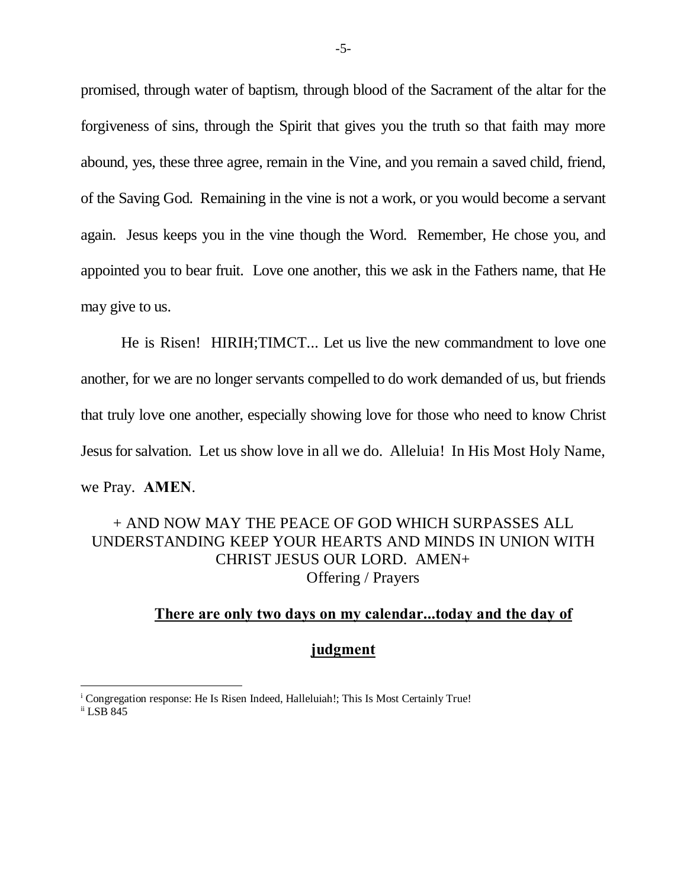promised, through water of baptism, through blood of the Sacrament of the altar for the forgiveness of sins, through the Spirit that gives you the truth so that faith may more abound, yes, these three agree, remain in the Vine, and you remain a saved child, friend, of the Saving God. Remaining in the vine is not a work, or you would become a servant again. Jesus keeps you in the vine though the Word. Remember, He chose you, and appointed you to bear fruit. Love one another, this we ask in the Fathers name, that He may give to us.

He is Risen! HIRIH;TIMCT... Let us live the new commandment to love one another, for we are no longer servants compelled to do work demanded of us, but friends that truly love one another, especially showing love for those who need to know Christ Jesus for salvation. Let us show love in all we do. Alleluia! In His Most Holy Name, we Pray. **AMEN**.

+ AND NOW MAY THE PEACE OF GOD WHICH SURPASSES ALL UNDERSTANDING KEEP YOUR HEARTS AND MINDS IN UNION WITH CHRIST JESUS OUR LORD. AMEN+

Offering / Prayers

**There are only two days on my calendar...today and the day of judgment**

---

[i] Congregation response: He Is Risen Indeed, Halleluiah!; This Is Most Certainly True!

[ii] LSB 845